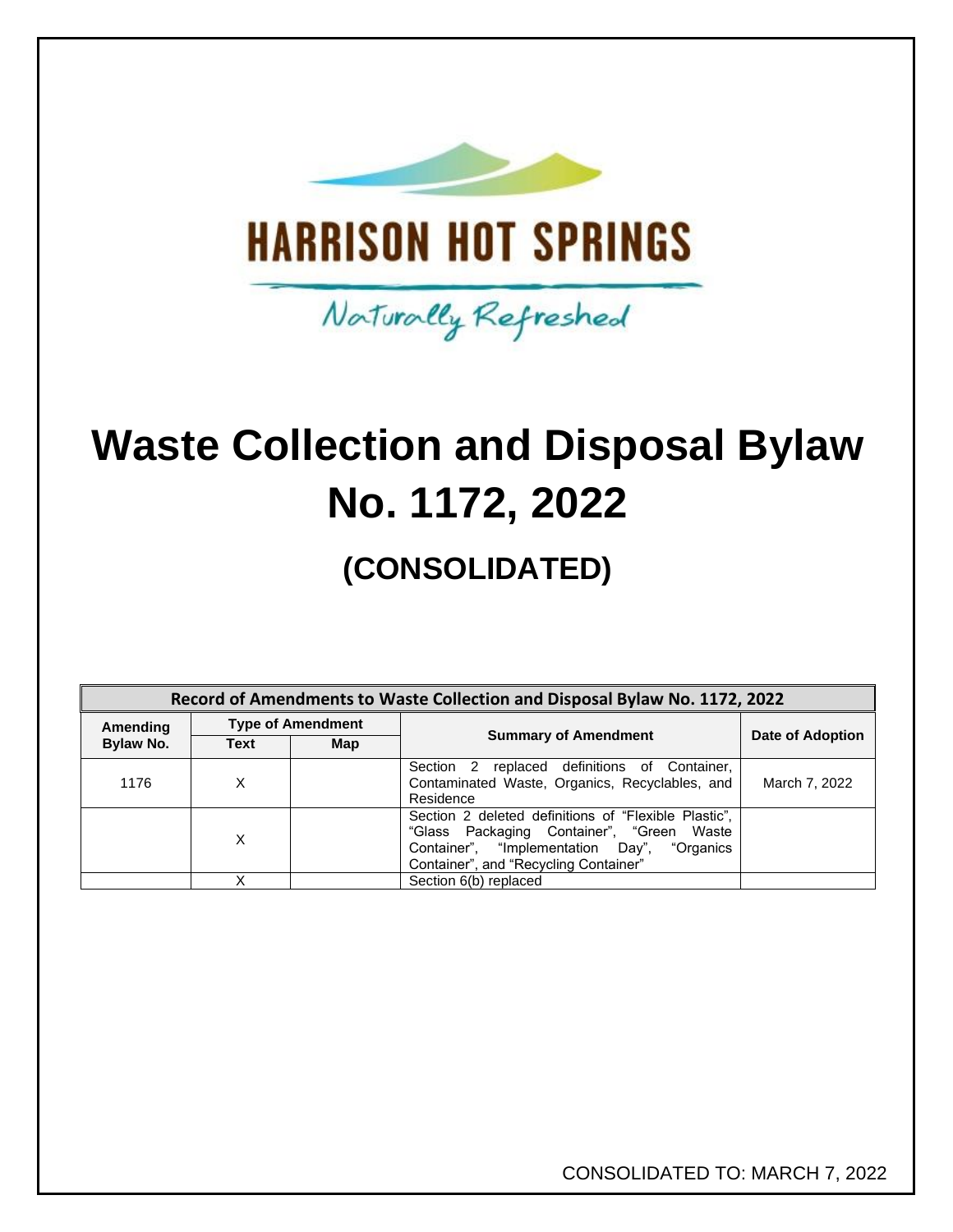HARRISON HOT SPRINGS

Naturally Refreshed

# Waste Collection and Disposal Bylaw No. 1172, 2022

## (CONSOLIDATED)

| Record of Amendments to Waste Collection and Disposal Bylaw No. 1172, 2022 | | | | |
|---|---|---|---|---|
| Amending Bylaw No. | Type of Amendment | | Summary of Amendment | Date of Adoption |
| | Text | Map | | |
| 1176 | X | | Section 2 replaced definitions of Container, Contaminated Waste, Organics, Recyclables, and Residence | March 7, 2022 |
| | X | | Section 2 deleted definitions of "Flexible Plastic", "Glass Packaging Container", "Green Waste Container", "Implementation Day", "Organics Container", and "Recycling Container" | |
| | X | | Section 6(b) replaced | |

CONSOLIDATED TO: MARCH 7, 2022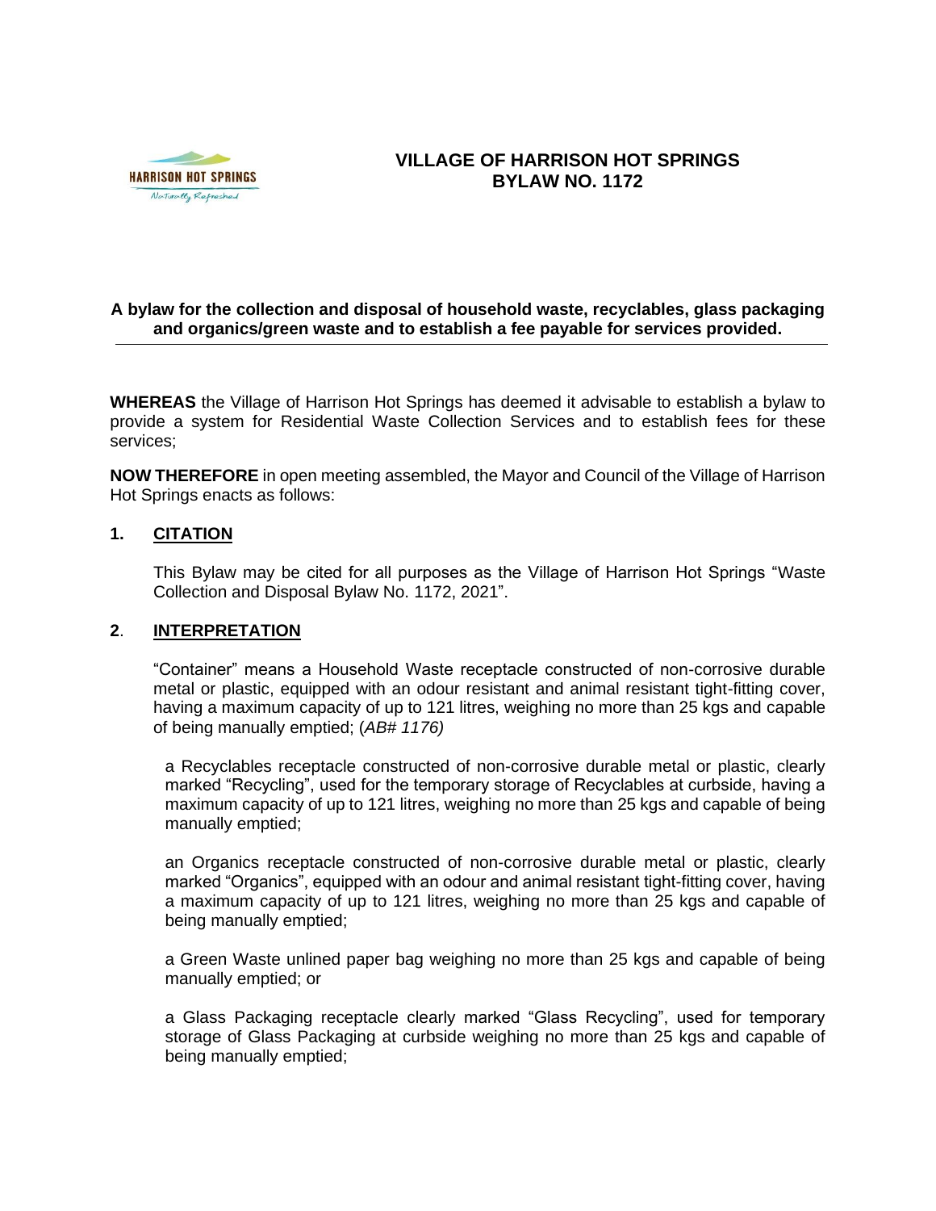# VILLAGE OF HARRISON HOT SPRINGS
# BYLAW NO. 1172

**A bylaw for the collection and disposal of household waste, recyclables, glass packaging and organics/green waste and to establish a fee payable for services provided.**

---

**WHEREAS** the Village of Harrison Hot Springs has deemed it advisable to establish a bylaw to provide a system for Residential Waste Collection Services and to establish fees for these services;

**NOW THEREFORE** in open meeting assembled, the Mayor and Council of the Village of Harrison Hot Springs enacts as follows:

## 1. CITATION

This Bylaw may be cited for all purposes as the Village of Harrison Hot Springs "Waste Collection and Disposal Bylaw No. 1172, 2021".

## 2. INTERPRETATION

"Container" means a Household Waste receptacle constructed of non-corrosive durable metal or plastic, equipped with an odour resistant and animal resistant tight-fitting cover, having a maximum capacity of up to 121 litres, weighing no more than 25 kgs and capable of being manually emptied; (*AB# 1176)*

a Recyclables receptacle constructed of non-corrosive durable metal or plastic, clearly marked "Recycling", used for the temporary storage of Recyclables at curbside, having a maximum capacity of up to 121 litres, weighing no more than 25 kgs and capable of being manually emptied;

an Organics receptacle constructed of non-corrosive durable metal or plastic, clearly marked "Organics", equipped with an odour and animal resistant tight-fitting cover, having a maximum capacity of up to 121 litres, weighing no more than 25 kgs and capable of being manually emptied;

a Green Waste unlined paper bag weighing no more than 25 kgs and capable of being manually emptied; or

a Glass Packaging receptacle clearly marked "Glass Recycling", used for temporary storage of Glass Packaging at curbside weighing no more than 25 kgs and capable of being manually emptied;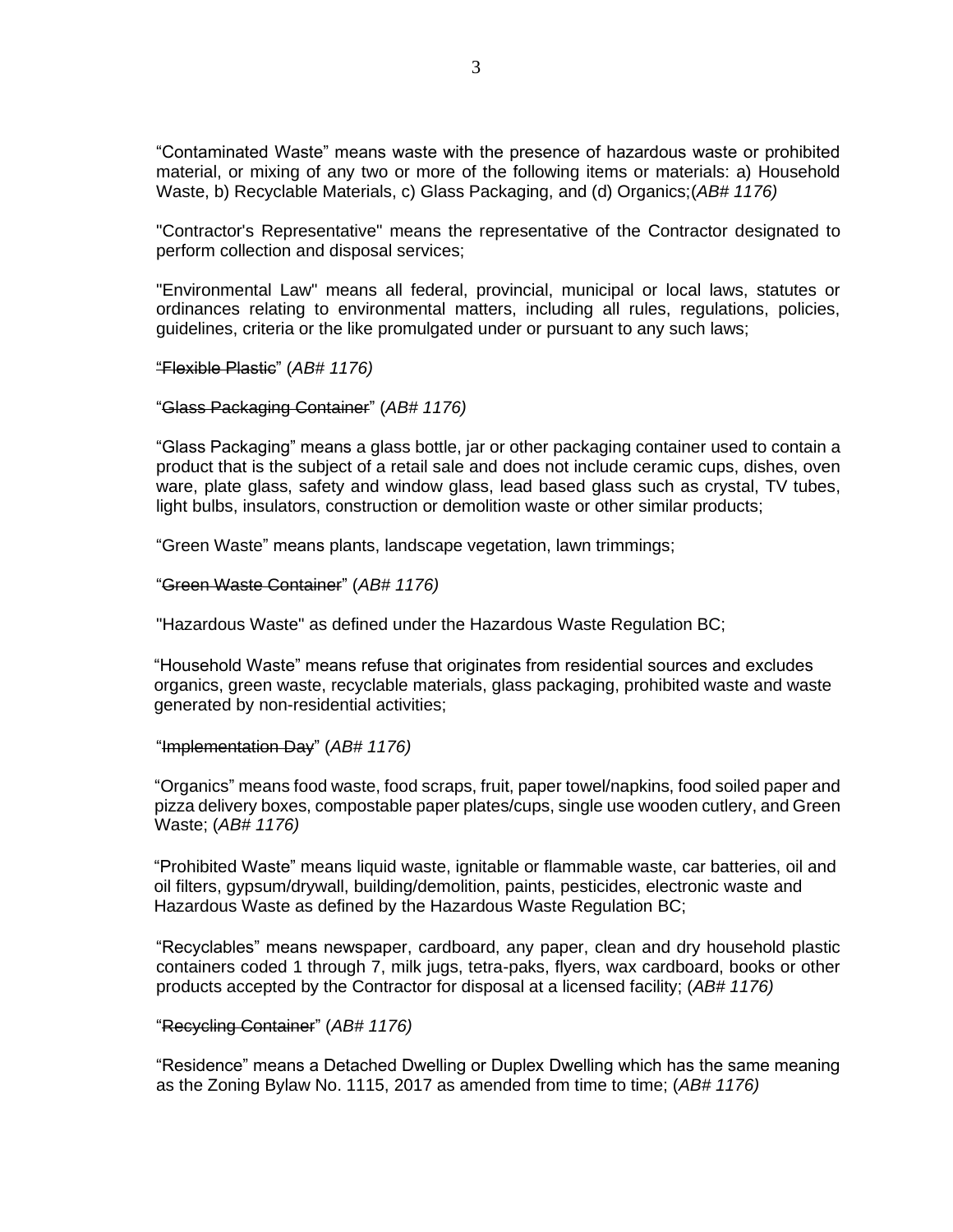"Contaminated Waste" means waste with the presence of hazardous waste or prohibited material, or mixing of any two or more of the following items or materials: a) Household Waste, b) Recyclable Materials, c) Glass Packaging, and (d) Organics;(*AB# 1176)*

"Contractor's Representative" means the representative of the Contractor designated to perform collection and disposal services;

"Environmental Law" means all federal, provincial, municipal or local laws, statutes or ordinances relating to environmental matters, including all rules, regulations, policies, guidelines, criteria or the like promulgated under or pursuant to any such laws;

~~"Flexible Plastic"~~ (*AB# 1176)*

"~~Glass Packaging Container~~" (*AB# 1176)*

"Glass Packaging" means a glass bottle, jar or other packaging container used to contain a product that is the subject of a retail sale and does not include ceramic cups, dishes, oven ware, plate glass, safety and window glass, lead based glass such as crystal, TV tubes, light bulbs, insulators, construction or demolition waste or other similar products;

"Green Waste" means plants, landscape vegetation, lawn trimmings;

"~~Green Waste Container~~" (*AB# 1176)*

"Hazardous Waste" as defined under the Hazardous Waste Regulation BC;

"Household Waste" means refuse that originates from residential sources and excludes organics, green waste, recyclable materials, glass packaging, prohibited waste and waste generated by non-residential activities;

"~~Implementation Day~~" (*AB# 1176)*

"Organics" means food waste, food scraps, fruit, paper towel/napkins, food soiled paper and pizza delivery boxes, compostable paper plates/cups, single use wooden cutlery, and Green Waste; (*AB# 1176)*

"Prohibited Waste" means liquid waste, ignitable or flammable waste, car batteries, oil and oil filters, gypsum/drywall, building/demolition, paints, pesticides, electronic waste and Hazardous Waste as defined by the Hazardous Waste Regulation BC;

"Recyclables" means newspaper, cardboard, any paper, clean and dry household plastic containers coded 1 through 7, milk jugs, tetra-paks, flyers, wax cardboard, books or other products accepted by the Contractor for disposal at a licensed facility; (*AB# 1176)*

"~~Recycling Container~~" (*AB# 1176)*

"Residence" means a Detached Dwelling or Duplex Dwelling which has the same meaning as the Zoning Bylaw No. 1115, 2017 as amended from time to time; (*AB# 1176)*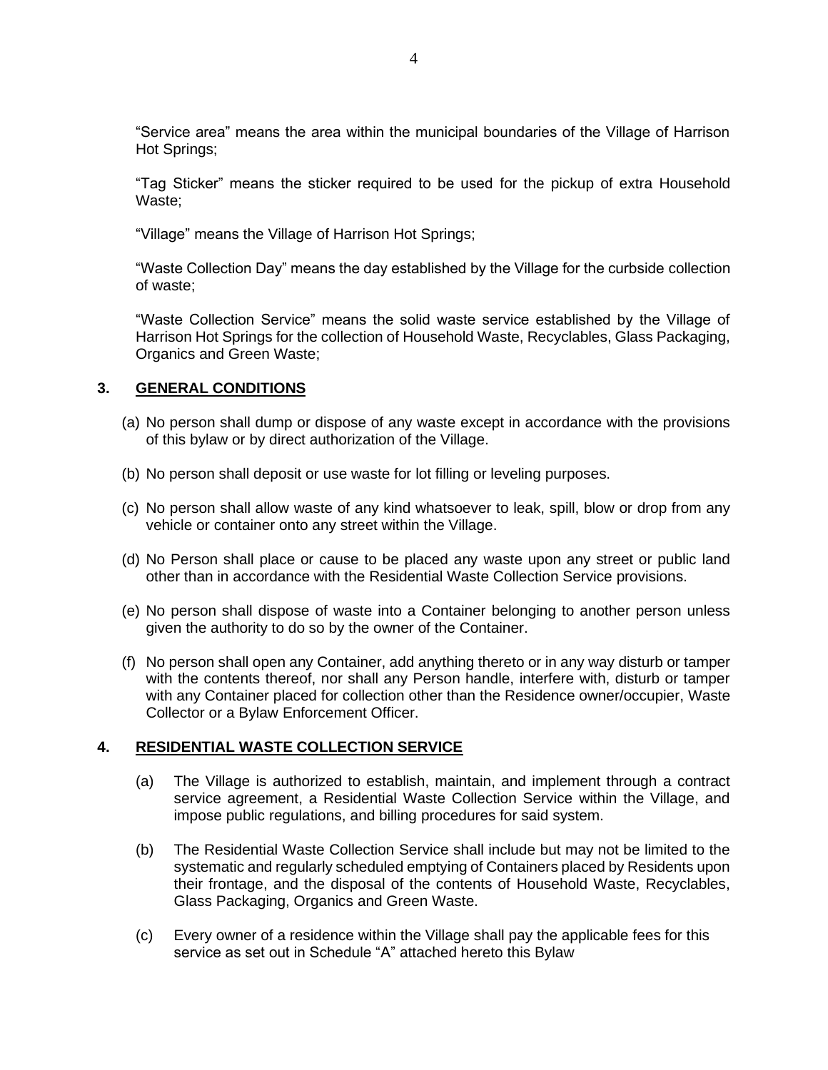"Service area" means the area within the municipal boundaries of the Village of Harrison Hot Springs;

"Tag Sticker" means the sticker required to be used for the pickup of extra Household Waste;

"Village" means the Village of Harrison Hot Springs;

"Waste Collection Day" means the day established by the Village for the curbside collection of waste;

"Waste Collection Service" means the solid waste service established by the Village of Harrison Hot Springs for the collection of Household Waste, Recyclables, Glass Packaging, Organics and Green Waste;

## 3. GENERAL CONDITIONS

(a) No person shall dump or dispose of any waste except in accordance with the provisions of this bylaw or by direct authorization of the Village.

(b) No person shall deposit or use waste for lot filling or leveling purposes.

(c) No person shall allow waste of any kind whatsoever to leak, spill, blow or drop from any vehicle or container onto any street within the Village.

(d) No Person shall place or cause to be placed any waste upon any street or public land other than in accordance with the Residential Waste Collection Service provisions.

(e) No person shall dispose of waste into a Container belonging to another person unless given the authority to do so by the owner of the Container.

(f) No person shall open any Container, add anything thereto or in any way disturb or tamper with the contents thereof, nor shall any Person handle, interfere with, disturb or tamper with any Container placed for collection other than the Residence owner/occupier, Waste Collector or a Bylaw Enforcement Officer.

## 4. RESIDENTIAL WASTE COLLECTION SERVICE

(a) The Village is authorized to establish, maintain, and implement through a contract service agreement, a Residential Waste Collection Service within the Village, and impose public regulations, and billing procedures for said system.

(b) The Residential Waste Collection Service shall include but may not be limited to the systematic and regularly scheduled emptying of Containers placed by Residents upon their frontage, and the disposal of the contents of Household Waste, Recyclables, Glass Packaging, Organics and Green Waste.

(c) Every owner of a residence within the Village shall pay the applicable fees for this service as set out in Schedule "A" attached hereto this Bylaw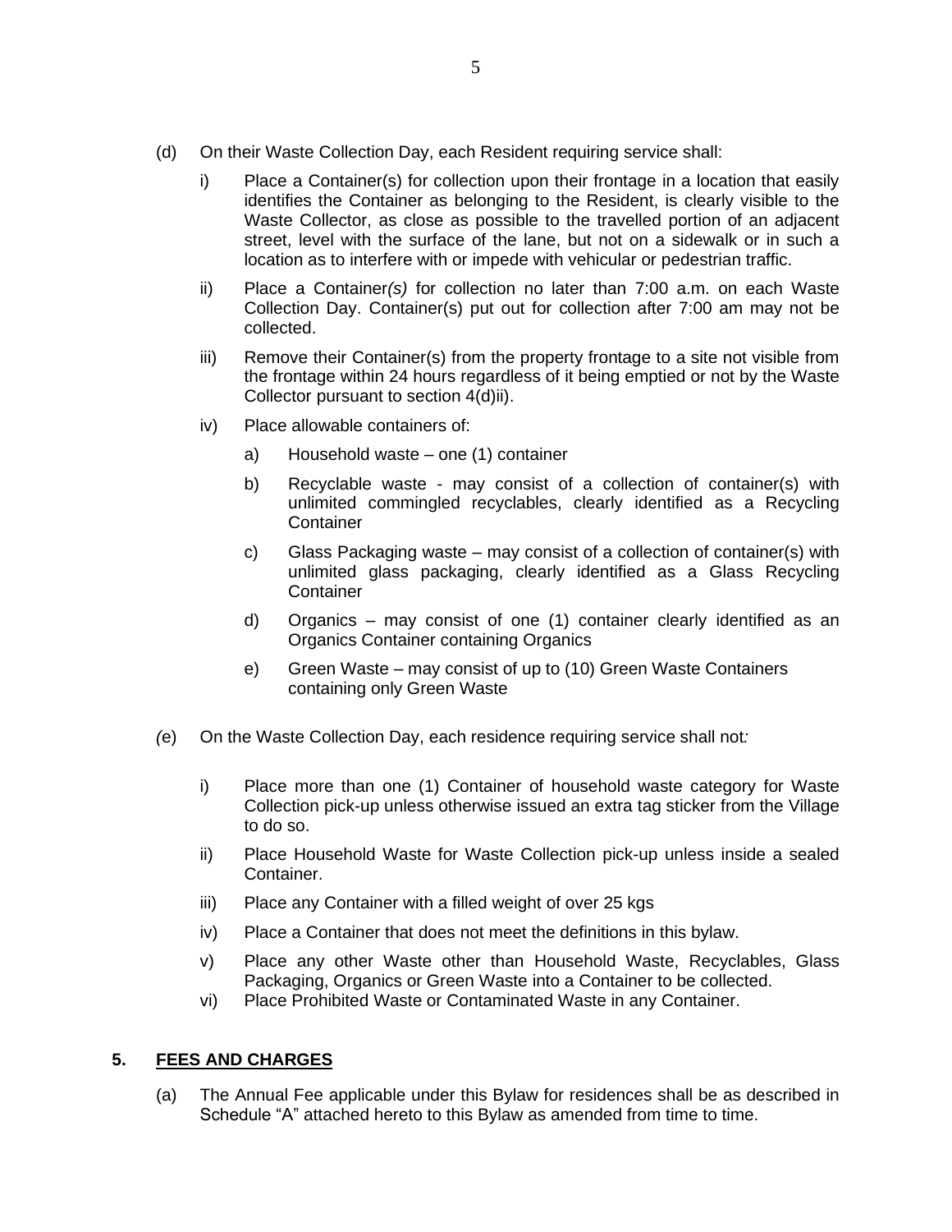(d) On their Waste Collection Day, each Resident requiring service shall:

   i) Place a Container(s) for collection upon their frontage in a location that easily identifies the Container as belonging to the Resident, is clearly visible to the Waste Collector, as close as possible to the travelled portion of an adjacent street, level with the surface of the lane, but not on a sidewalk or in such a location as to interfere with or impede with vehicular or pedestrian traffic.

   ii) Place a Container*(s)* for collection no later than 7:00 a.m. on each Waste Collection Day. Container(s) put out for collection after 7:00 am may not be collected.

   iii) Remove their Container(s) from the property frontage to a site not visible from the frontage within 24 hours regardless of it being emptied or not by the Waste Collector pursuant to section 4(d)ii).

   iv) Place allowable containers of:

      a) Household waste – one (1) container

      b) Recyclable waste - may consist of a collection of container(s) with unlimited commingled recyclables, clearly identified as a Recycling Container

      c) Glass Packaging waste – may consist of a collection of container(s) with unlimited glass packaging, clearly identified as a Glass Recycling Container

      d) Organics – may consist of one (1) container clearly identified as an Organics Container containing Organics

      e) Green Waste – may consist of up to (10) Green Waste Containers containing only Green Waste

*(*e) On the Waste Collection Day, each residence requiring service shall not*:*

   i) Place more than one (1) Container of household waste category for Waste Collection pick-up unless otherwise issued an extra tag sticker from the Village to do so.

   ii) Place Household Waste for Waste Collection pick-up unless inside a sealed Container.

   iii) Place any Container with a filled weight of over 25 kgs

   iv) Place a Container that does not meet the definitions in this bylaw.

   v) Place any other Waste other than Household Waste, Recyclables, Glass Packaging, Organics or Green Waste into a Container to be collected.

   vi) Place Prohibited Waste or Contaminated Waste in any Container.

## 5. <u>FEES AND CHARGES</u>

(a) The Annual Fee applicable under this Bylaw for residences shall be as described in Schedule "A" attached hereto to this Bylaw as amended from time to time.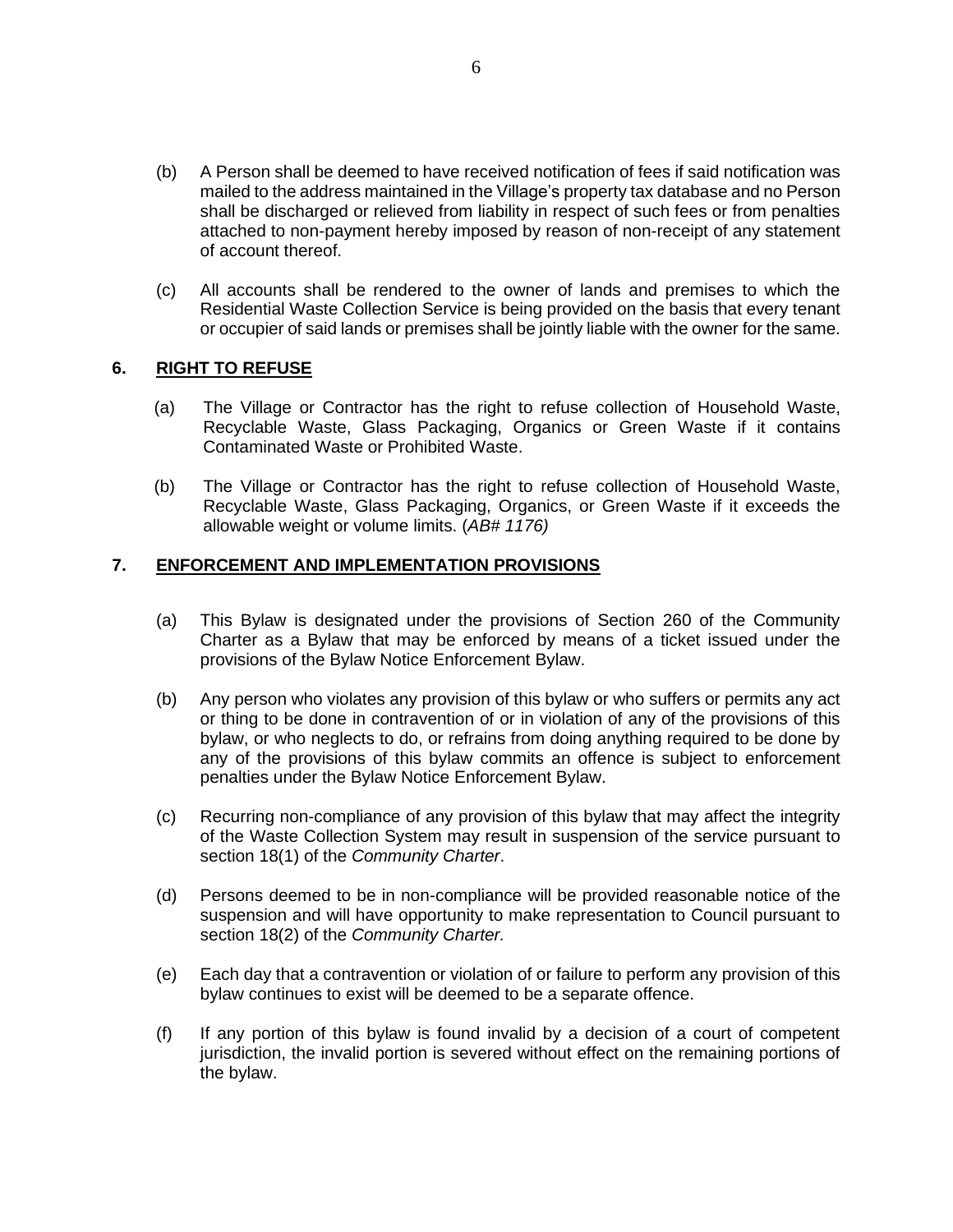(b) A Person shall be deemed to have received notification of fees if said notification was mailed to the address maintained in the Village's property tax database and no Person shall be discharged or relieved from liability in respect of such fees or from penalties attached to non-payment hereby imposed by reason of non-receipt of any statement of account thereof.

(c) All accounts shall be rendered to the owner of lands and premises to which the Residential Waste Collection Service is being provided on the basis that every tenant or occupier of said lands or premises shall be jointly liable with the owner for the same.

## 6. <u>RIGHT TO REFUSE</u>

(a) The Village or Contractor has the right to refuse collection of Household Waste, Recyclable Waste, Glass Packaging, Organics or Green Waste if it contains Contaminated Waste or Prohibited Waste.

(b) The Village or Contractor has the right to refuse collection of Household Waste, Recyclable Waste, Glass Packaging, Organics, or Green Waste if it exceeds the allowable weight or volume limits. (*AB# 1176)*

## 7. <u>ENFORCEMENT AND IMPLEMENTATION PROVISIONS</u>

(a) This Bylaw is designated under the provisions of Section 260 of the Community Charter as a Bylaw that may be enforced by means of a ticket issued under the provisions of the Bylaw Notice Enforcement Bylaw.

(b) Any person who violates any provision of this bylaw or who suffers or permits any act or thing to be done in contravention of or in violation of any of the provisions of this bylaw, or who neglects to do, or refrains from doing anything required to be done by any of the provisions of this bylaw commits an offence is subject to enforcement penalties under the Bylaw Notice Enforcement Bylaw.

(c) Recurring non-compliance of any provision of this bylaw that may affect the integrity of the Waste Collection System may result in suspension of the service pursuant to section 18(1) of the *Community Charter*.

(d) Persons deemed to be in non-compliance will be provided reasonable notice of the suspension and will have opportunity to make representation to Council pursuant to section 18(2) of the *Community Charter.*

(e) Each day that a contravention or violation of or failure to perform any provision of this bylaw continues to exist will be deemed to be a separate offence.

(f) If any portion of this bylaw is found invalid by a decision of a court of competent jurisdiction, the invalid portion is severed without effect on the remaining portions of the bylaw.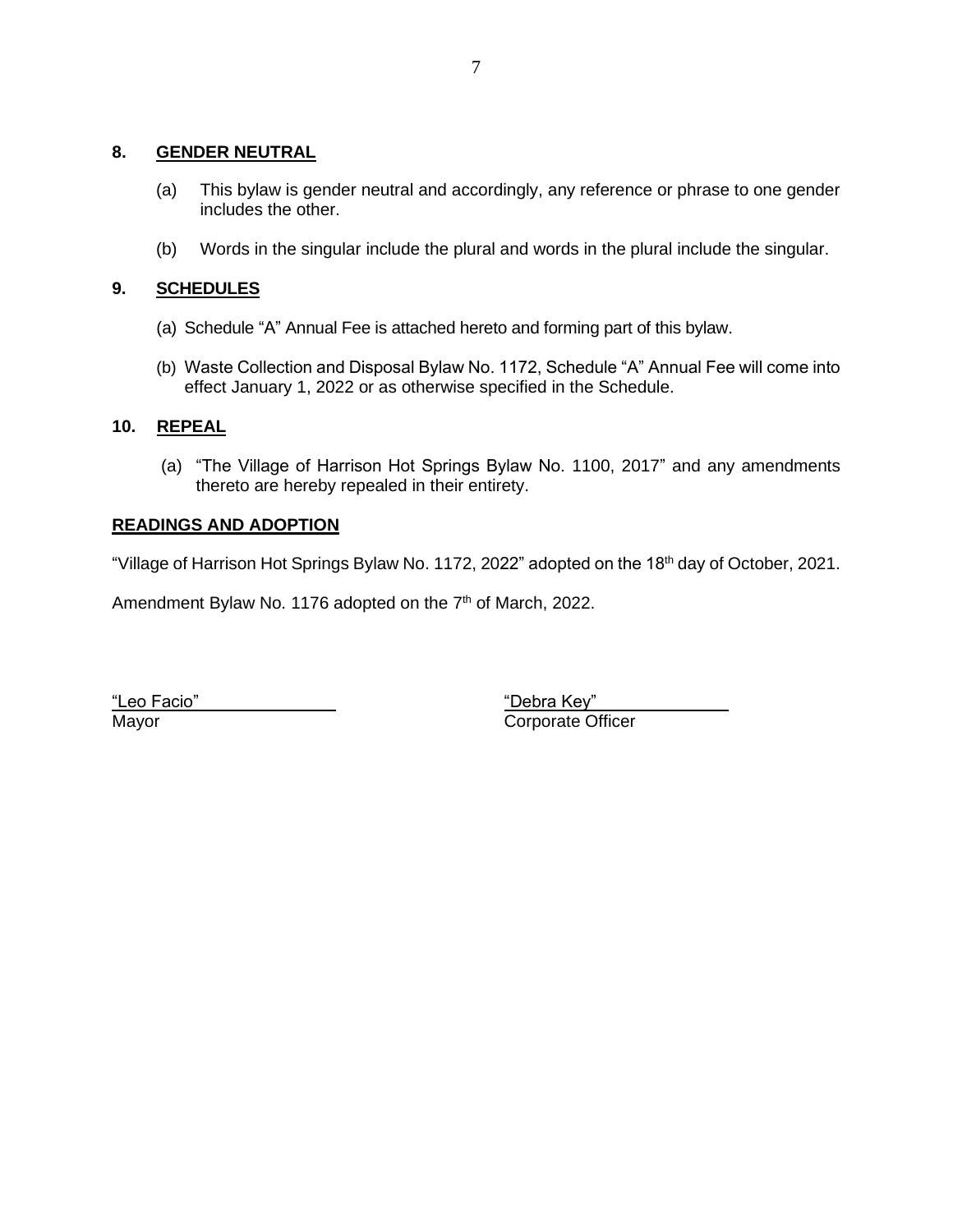## 8. GENDER NEUTRAL

(a) This bylaw is gender neutral and accordingly, any reference or phrase to one gender includes the other.

(b) Words in the singular include the plural and words in the plural include the singular.

## 9. SCHEDULES

(a) Schedule "A" Annual Fee is attached hereto and forming part of this bylaw.

(b) Waste Collection and Disposal Bylaw No. 1172, Schedule "A" Annual Fee will come into effect January 1, 2022 or as otherwise specified in the Schedule.

## 10. REPEAL

(a) "The Village of Harrison Hot Springs Bylaw No. 1100, 2017" and any amendments thereto are hereby repealed in their entirety.

## READINGS AND ADOPTION

"Village of Harrison Hot Springs Bylaw No. 1172, 2022" adopted on the 18th day of October, 2021.

Amendment Bylaw No. 1176 adopted on the 7th of March, 2022.

| "Leo Facio" | "Debra Key" |
|---|---|
| Mayor | Corporate Officer |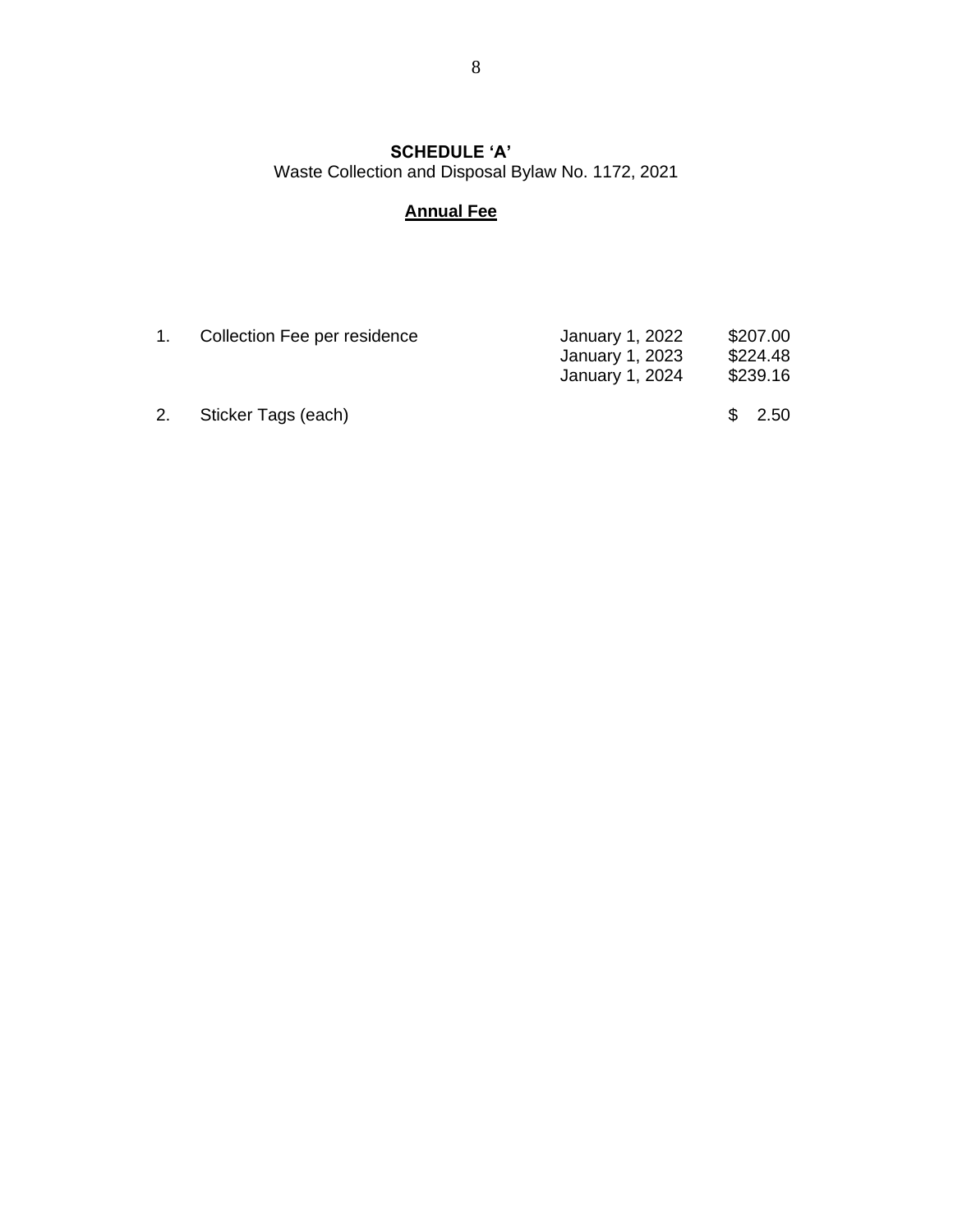**SCHEDULE 'A'**

Waste Collection and Disposal Bylaw No. 1172, 2021

**Annual Fee**

| | | | |
|---|---|---|---|
| 1. | Collection Fee per residence | January 1, 2022 | \$207.00 |
| | | January 1, 2023 | \$224.48 |
| | | January 1, 2024 | \$239.16 |
| 2. | Sticker Tags (each) | | \$ 2.50 |